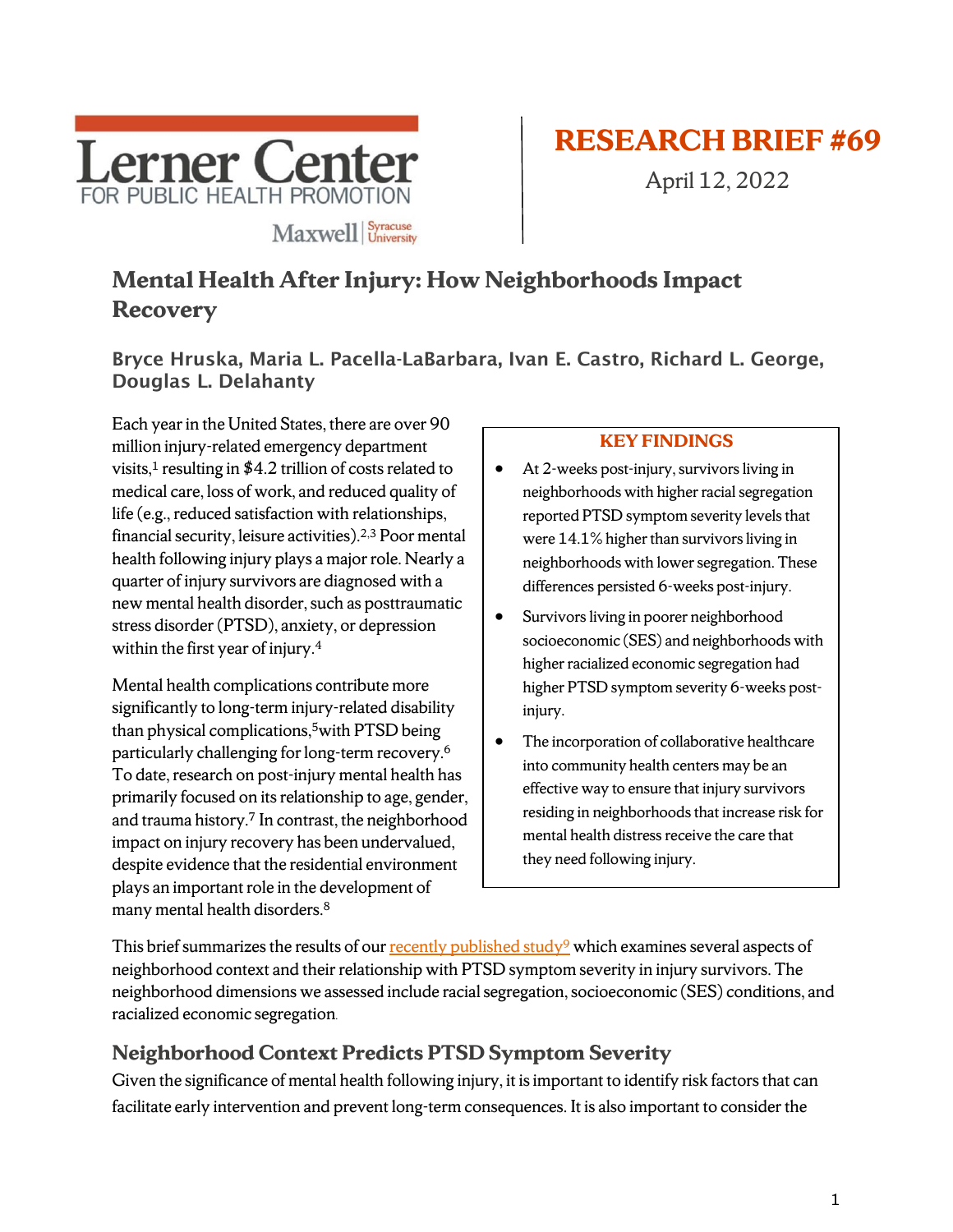Lerner Center FOR PUBLIC HEALTH PROMOTION

Maxwell | Syracuse University

# RESEARCH BRIEF #69

April 12, 2022

## Mental Health After Injury: How Neighborhoods Impact Recovery

**Bryce Hruska, Maria L. Pacella-LaBarbara, Ivan E. Castro, Richard L. George, Douglas L. Delahanty**

Each year in the United States, there are over 90 million injury-related emergency department visits,[1] resulting in $4.2 trillion of costs related to medical care, loss of work, and reduced quality of life (e.g., reduced satisfaction with relationships, financial security, leisure activities).[2,3] Poor mental health following injury plays a major role. Nearly a quarter of injury survivors are diagnosed with a new mental health disorder, such as posttraumatic stress disorder (PTSD), anxiety, or depression within the first year of injury.[4]

Mental health complications contribute more significantly to long-term injury-related disability than physical complications,[5] with PTSD being particularly challenging for long-term recovery.[6] To date, research on post-injury mental health has primarily focused on its relationship to age, gender, and trauma history.[7] In contrast, the neighborhood impact on injury recovery has been undervalued, despite evidence that the residential environment plays an important role in the development of many mental health disorders.[8]

> **KEY FINDINGS**
>
> - At 2-weeks post-injury, survivors living in neighborhoods with higher racial segregation reported PTSD symptom severity levels that were 14.1% higher than survivors living in neighborhoods with lower segregation. These differences persisted 6-weeks post-injury.
> - Survivors living in poorer neighborhood socioeconomic (SES) and neighborhoods with higher racialized economic segregation had higher PTSD symptom severity 6-weeks post-injury.
> - The incorporation of collaborative healthcare into community health centers may be an effective way to ensure that injury survivors residing in neighborhoods that increase risk for mental health distress receive the care that they need following injury.

This brief summarizes the results of our recently published study[9] which examines several aspects of neighborhood context and their relationship with PTSD symptom severity in injury survivors. The neighborhood dimensions we assessed include racial segregation, socioeconomic (SES) conditions, and racialized economic segregation.

### Neighborhood Context Predicts PTSD Symptom Severity

Given the significance of mental health following injury, it is important to identify risk factors that can facilitate early intervention and prevent long-term consequences. It is also important to consider the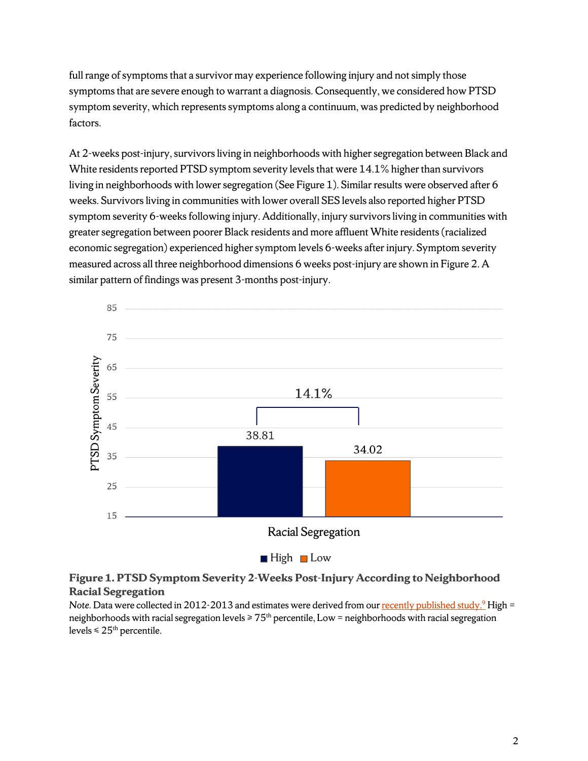full range of symptoms that a survivor may experience following injury and not simply those symptoms that are severe enough to warrant a diagnosis. Consequently, we considered how PTSD symptom severity, which represents symptoms along a continuum, was predicted by neighborhood factors.

At 2-weeks post-injury, survivors living in neighborhoods with higher segregation between Black and White residents reported PTSD symptom severity levels that were 14.1% higher than survivors living in neighborhoods with lower segregation (See Figure 1). Similar results were observed after 6 weeks. Survivors living in communities with lower overall SES levels also reported higher PTSD symptom severity 6-weeks following injury. Additionally, injury survivors living in communities with greater segregation between poorer Black residents and more affluent White residents (racialized economic segregation) experienced higher symptom levels 6-weeks after injury. Symptom severity measured across all three neighborhood dimensions 6 weeks post-injury are shown in Figure 2. A similar pattern of findings was present 3-months post-injury.

**Figure 1. PTSD Symptom Severity 2-Weeks Post-Injury According to Neighborhood Racial Segregation**

*Note.* Data were collected in 2012-2013 and estimates were derived from our recently published study.[9] High = neighborhoods with racial segregation levels ≥ 75th percentile, Low = neighborhoods with racial segregation levels ≤ 25th percentile.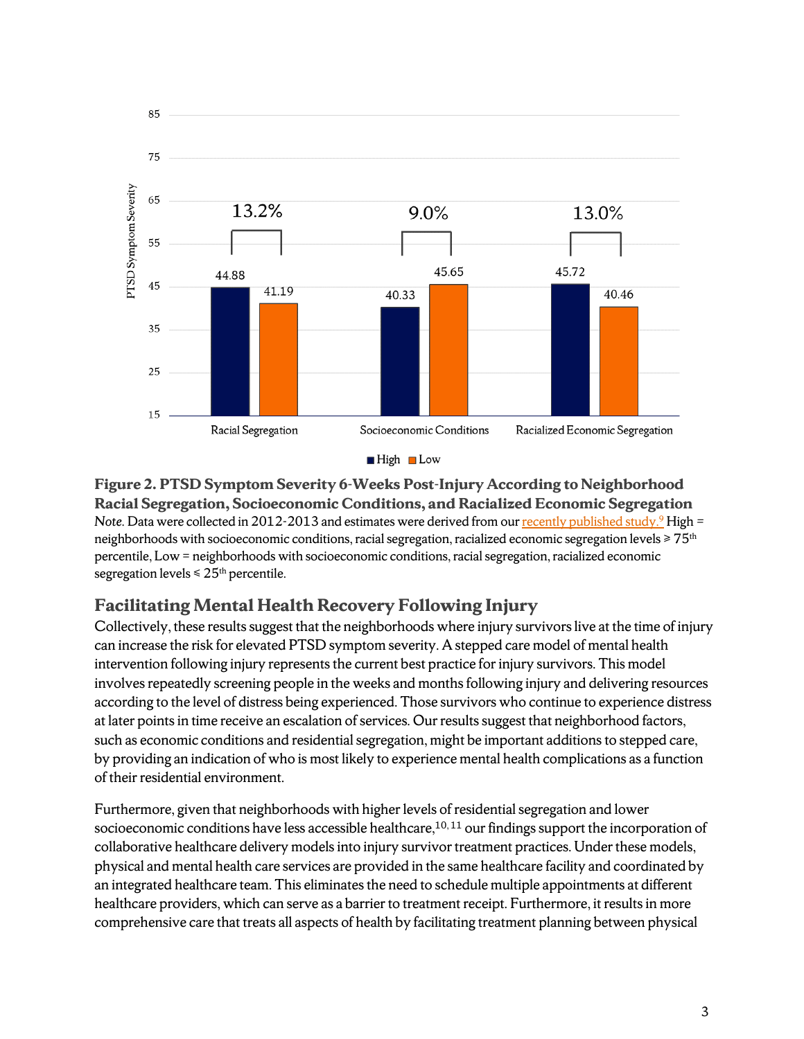**Figure 2. PTSD Symptom Severity 6-Weeks Post-Injury According to Neighborhood Racial Segregation, Socioeconomic Conditions, and Racialized Economic Segregation**

*Note.* Data were collected in 2012-2013 and estimates were derived from our recently published study.[9] High = neighborhoods with socioeconomic conditions, racial segregation, racialized economic segregation levels ≥ 75th percentile, Low = neighborhoods with socioeconomic conditions, racial segregation, racialized economic segregation levels ≤ 25th percentile.

## Facilitating Mental Health Recovery Following Injury

Collectively, these results suggest that the neighborhoods where injury survivors live at the time of injury can increase the risk for elevated PTSD symptom severity. A stepped care model of mental health intervention following injury represents the current best practice for injury survivors. This model involves repeatedly screening people in the weeks and months following injury and delivering resources according to the level of distress being experienced. Those survivors who continue to experience distress at later points in time receive an escalation of services. Our results suggest that neighborhood factors, such as economic conditions and residential segregation, might be important additions to stepped care, by providing an indication of who is most likely to experience mental health complications as a function of their residential environment.

Furthermore, given that neighborhoods with higher levels of residential segregation and lower socioeconomic conditions have less accessible healthcare,[10,11] our findings support the incorporation of collaborative healthcare delivery models into injury survivor treatment practices. Under these models, physical and mental health care services are provided in the same healthcare facility and coordinated by an integrated healthcare team. This eliminates the need to schedule multiple appointments at different healthcare providers, which can serve as a barrier to treatment receipt. Furthermore, it results in more comprehensive care that treats all aspects of health by facilitating treatment planning between physical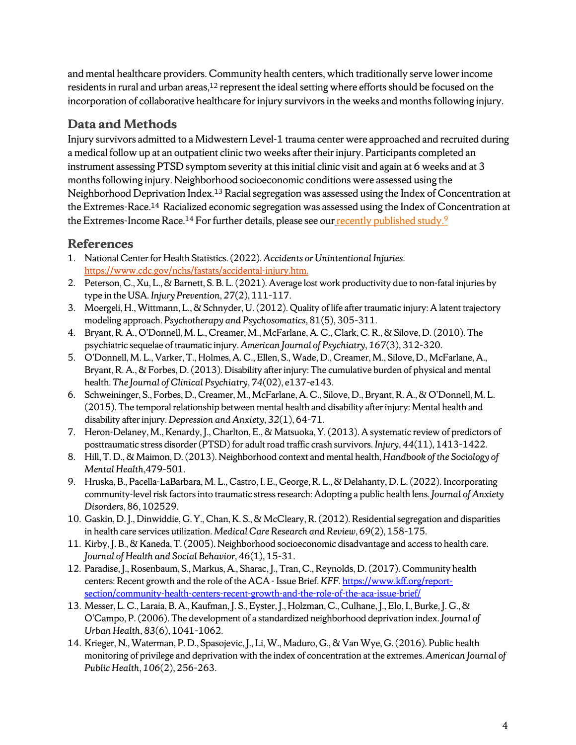and mental healthcare providers. Community health centers, which traditionally serve lower income residents in rural and urban areas,[12] represent the ideal setting where efforts should be focused on the incorporation of collaborative healthcare for injury survivors in the weeks and months following injury.

## Data and Methods

Injury survivors admitted to a Midwestern Level-1 trauma center were approached and recruited during a medical follow up at an outpatient clinic two weeks after their injury. Participants completed an instrument assessing PTSD symptom severity at this initial clinic visit and again at 6 weeks and at 3 months following injury. Neighborhood socioeconomic conditions were assessed using the Neighborhood Deprivation Index.[13] Racial segregation was assessed using the Index of Concentration at the Extremes-Race.[14] Racialized economic segregation was assessed using the Index of Concentration at the Extremes-Income Race.[14] For further details, please see our recently published study.[9]

## References

1. National Center for Health Statistics. (2022). *Accidents or Unintentional Injuries*. https://www.cdc.gov/nchs/fastats/accidental-injury.htm.
2. Peterson, C., Xu, L., & Barnett, S. B. L. (2021). Average lost work productivity due to non-fatal injuries by type in the USA. *Injury Prevention*, *27*(2), 111-117.
3. Moergeli, H., Wittmann, L., & Schnyder, U. (2012). Quality of life after traumatic injury: A latent trajectory modeling approach. *Psychotherapy and Psychosomatics*, 81(5), 305-311.
4. Bryant, R. A., O'Donnell, M. L., Creamer, M., McFarlane, A. C., Clark, C. R., & Silove, D. (2010). The psychiatric sequelae of traumatic injury. *American Journal of Psychiatry*, *167*(3), 312-320.
5. O'Donnell, M. L., Varker, T., Holmes, A. C., Ellen, S., Wade, D., Creamer, M., Silove, D., McFarlane, A., Bryant, R. A., & Forbes, D. (2013). Disability after injury: The cumulative burden of physical and mental health. *The Journal of Clinical Psychiatry*, *74*(02), e137-e143.
6. Schweininger, S., Forbes, D., Creamer, M., McFarlane, A. C., Silove, D., Bryant, R. A., & O'Donnell, M. L. (2015). The temporal relationship between mental health and disability after injury: Mental health and disability after injury. *Depression and Anxiety*, *32*(1), 64-71.
7. Heron-Delaney, M., Kenardy, J., Charlton, E., & Matsuoka, Y. (2013). A systematic review of predictors of posttraumatic stress disorder (PTSD) for adult road traffic crash survivors. *Injury*, *44*(11), 1413-1422.
8. Hill, T. D., & Maimon, D. (2013). Neighborhood context and mental health, *Handbook of the Sociology of Mental Health*,479-501.
9. Hruska, B., Pacella-LaBarbara, M. L., Castro, I. E., George, R. L., & Delahanty, D. L. (2022). Incorporating community-level risk factors into traumatic stress research: Adopting a public health lens. *Journal of Anxiety Disorders*, 86, 102529.
10. Gaskin, D. J., Dinwiddie, G. Y., Chan, K. S., & McCleary, R. (2012). Residential segregation and disparities in health care services utilization. *Medical Care Research and Review*, 69(2), 158-175.
11. Kirby, J. B., & Kaneda, T. (2005). Neighborhood socioeconomic disadvantage and access to health care. *Journal of Health and Social Behavior*, 46(1), 15-31.
12. Paradise, J., Rosenbaum, S., Markus, A., Sharac, J., Tran, C., Reynolds, D. (2017). Community health centers: Recent growth and the role of the ACA - Issue Brief. *KFF*. https://www.kff.org/report-section/community-health-centers-recent-growth-and-the-role-of-the-aca-issue-brief/
13. Messer, L. C., Laraia, B. A., Kaufman, J. S., Eyster, J., Holzman, C., Culhane, J., Elo, I., Burke, J. G., & O'Campo, P. (2006). The development of a standardized neighborhood deprivation index. *Journal of Urban Health*, *83*(6), 1041-1062.
14. Krieger, N., Waterman, P. D., Spasojevic, J., Li, W., Maduro, G., & Van Wye, G. (2016). Public health monitoring of privilege and deprivation with the index of concentration at the extremes. *American Journal of Public Health*, *106*(2), 256-263.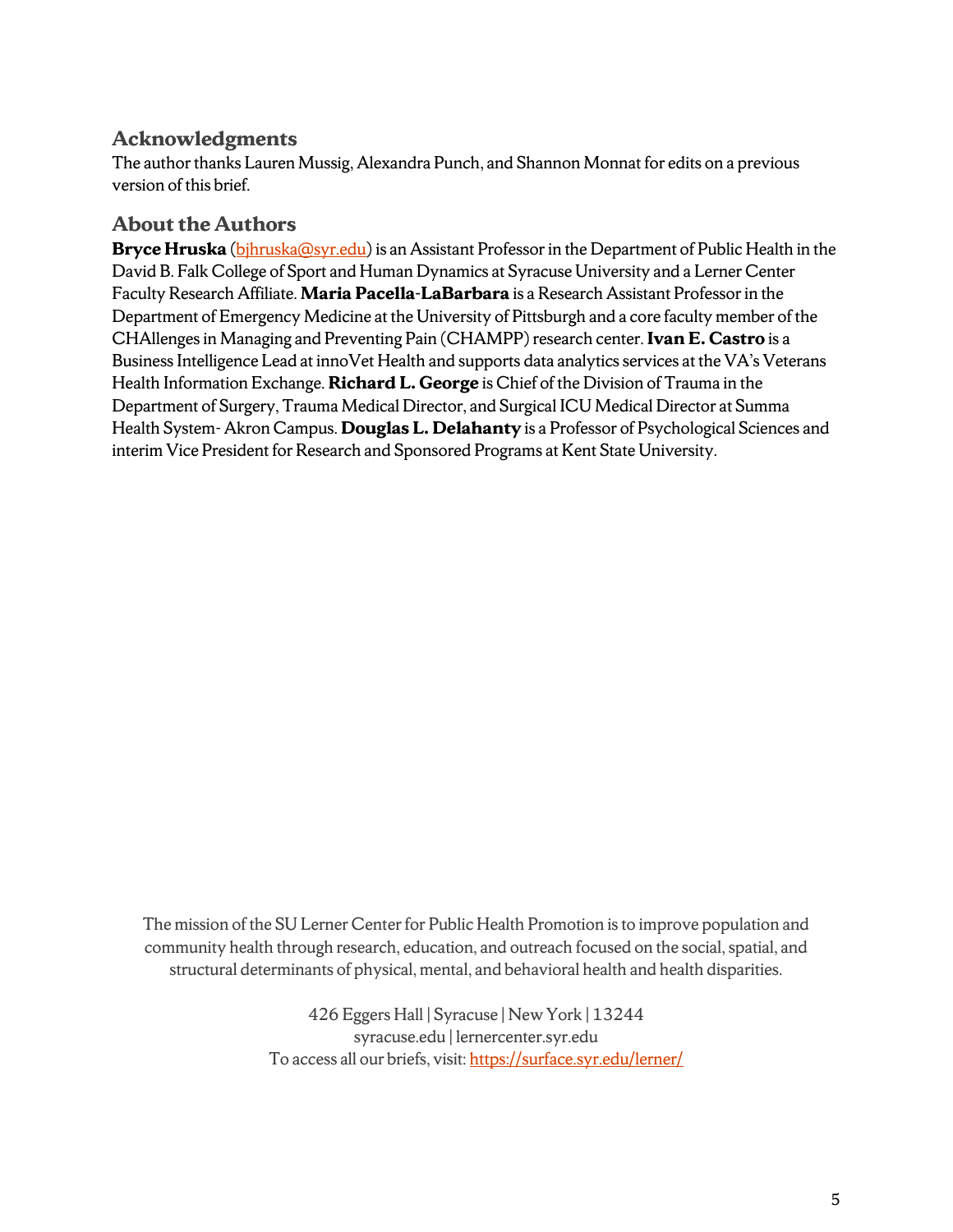## Acknowledgments

The author thanks Lauren Mussig, Alexandra Punch, and Shannon Monnat for edits on a previous version of this brief.

## About the Authors

**Bryce Hruska** (bjhruska@syr.edu) is an Assistant Professor in the Department of Public Health in the David B. Falk College of Sport and Human Dynamics at Syracuse University and a Lerner Center Faculty Research Affiliate. **Maria Pacella-LaBarbara** is a Research Assistant Professor in the Department of Emergency Medicine at the University of Pittsburgh and a core faculty member of the CHAllenges in Managing and Preventing Pain (CHAMPP) research center. **Ivan E. Castro** is a Business Intelligence Lead at innoVet Health and supports data analytics services at the VA's Veterans Health Information Exchange. **Richard L. George** is Chief of the Division of Trauma in the Department of Surgery, Trauma Medical Director, and Surgical ICU Medical Director at Summa Health System- Akron Campus. **Douglas L. Delahanty** is a Professor of Psychological Sciences and interim Vice President for Research and Sponsored Programs at Kent State University.

The mission of the SU Lerner Center for Public Health Promotion is to improve population and community health through research, education, and outreach focused on the social, spatial, and structural determinants of physical, mental, and behavioral health and health disparities.

426 Eggers Hall | Syracuse | New York | 13244
syracuse.edu | lernercenter.syr.edu
To access all our briefs, visit: https://surface.syr.edu/lerner/